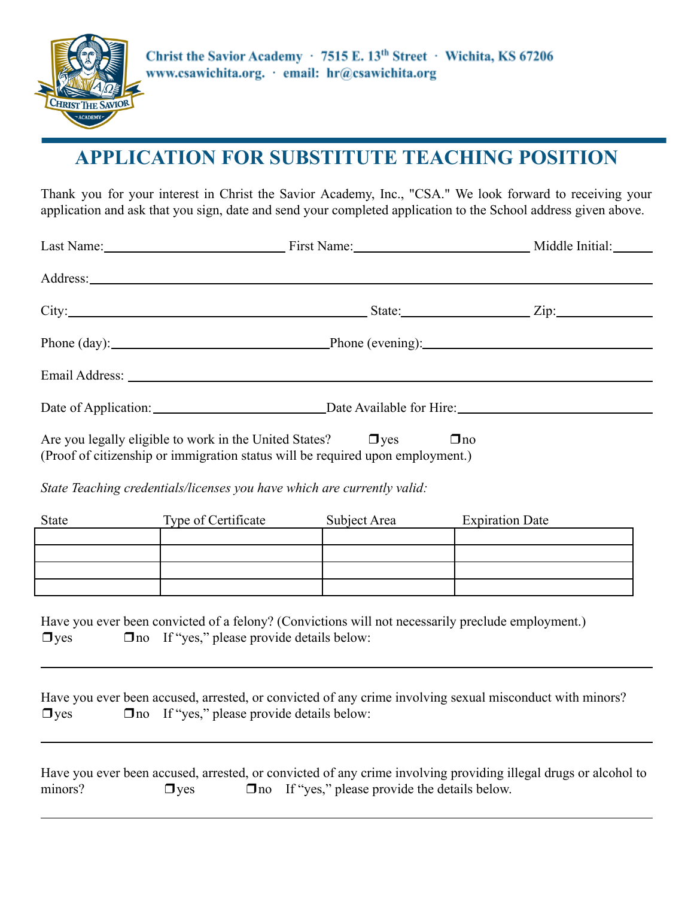Christ the Savior Academy · 7515 E. 13th Street · Wichita, KS 67206
www.csawichita.org. · email: hr@csawichita.org

# APPLICATION FOR SUBSTITUTE TEACHING POSITION

Thank you for your interest in Christ the Savior Academy, Inc., "CSA." We look forward to receiving your application and ask that you sign, date and send your completed application to the School address given above.

Last Name:__________________________ First Name:__________________________ Middle Initial:______

Address:________________________________________________________________________________

City:________________________________________ State:________________ Zip:____________

Phone (day):______________________________ Phone (evening):______________________________

Email Address: ___________________________________________________________________________

Date of Application:________________________ Date Available for Hire:__________________________

Are you legally eligible to work in the United States? ❒yes ❒no
(Proof of citizenship or immigration status will be required upon employment.)

*State Teaching credentials/licenses you have which are currently valid:*

| State | Type of Certificate | Subject Area | Expiration Date |
|---|---|---|---|
| | | | |
| | | | |
| | | | |
| | | | |

Have you ever been convicted of a felony? (Convictions will not necessarily preclude employment.)
❒yes ❒no If "yes," please provide details below:

_______________________________________________________________________________________

Have you ever been accused, arrested, or convicted of any crime involving sexual misconduct with minors?
❒yes ❒no If "yes," please provide details below:

_______________________________________________________________________________________

Have you ever been accused, arrested, or convicted of any crime involving providing illegal drugs or alcohol to minors? ❒yes ❒no If "yes," please provide the details below.

_______________________________________________________________________________________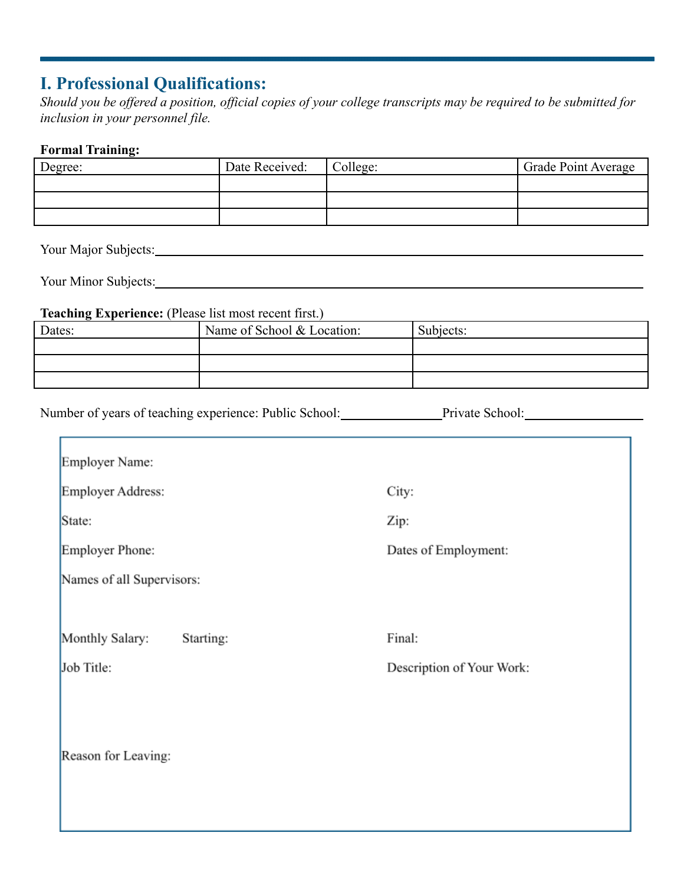## I. Professional Qualifications:

*Should you be offered a position, official copies of your college transcripts may be required to be submitted for inclusion in your personnel file.*

**Formal Training:**

| Degree: | Date Received: | College: | Grade Point Average |
|---|---|---|---|
| | | | |
| | | | |
| | | | |

Your Major Subjects:\_\_\_\_\_\_\_\_\_\_\_\_\_\_\_\_\_\_\_\_\_\_\_\_\_\_\_\_\_\_\_\_\_\_\_\_\_\_\_\_

Your Minor Subjects:\_\_\_\_\_\_\_\_\_\_\_\_\_\_\_\_\_\_\_\_\_\_\_\_\_\_\_\_\_\_\_\_\_\_\_\_\_\_\_\_

**Teaching Experience:** (Please list most recent first.)

| Dates: | Name of School & Location: | Subjects: |
|---|---|---|
| | | |
| | | |
| | | |

Number of years of teaching experience: Public School:\_\_\_\_\_\_\_\_\_\_ Private School:\_\_\_\_\_\_\_\_\_\_

Employer Name:

Employer Address: City:

State: Zip:

Employer Phone: Dates of Employment:

Names of all Supervisors:

Monthly Salary: Starting: Final:

Job Title: Description of Your Work:

Reason for Leaving: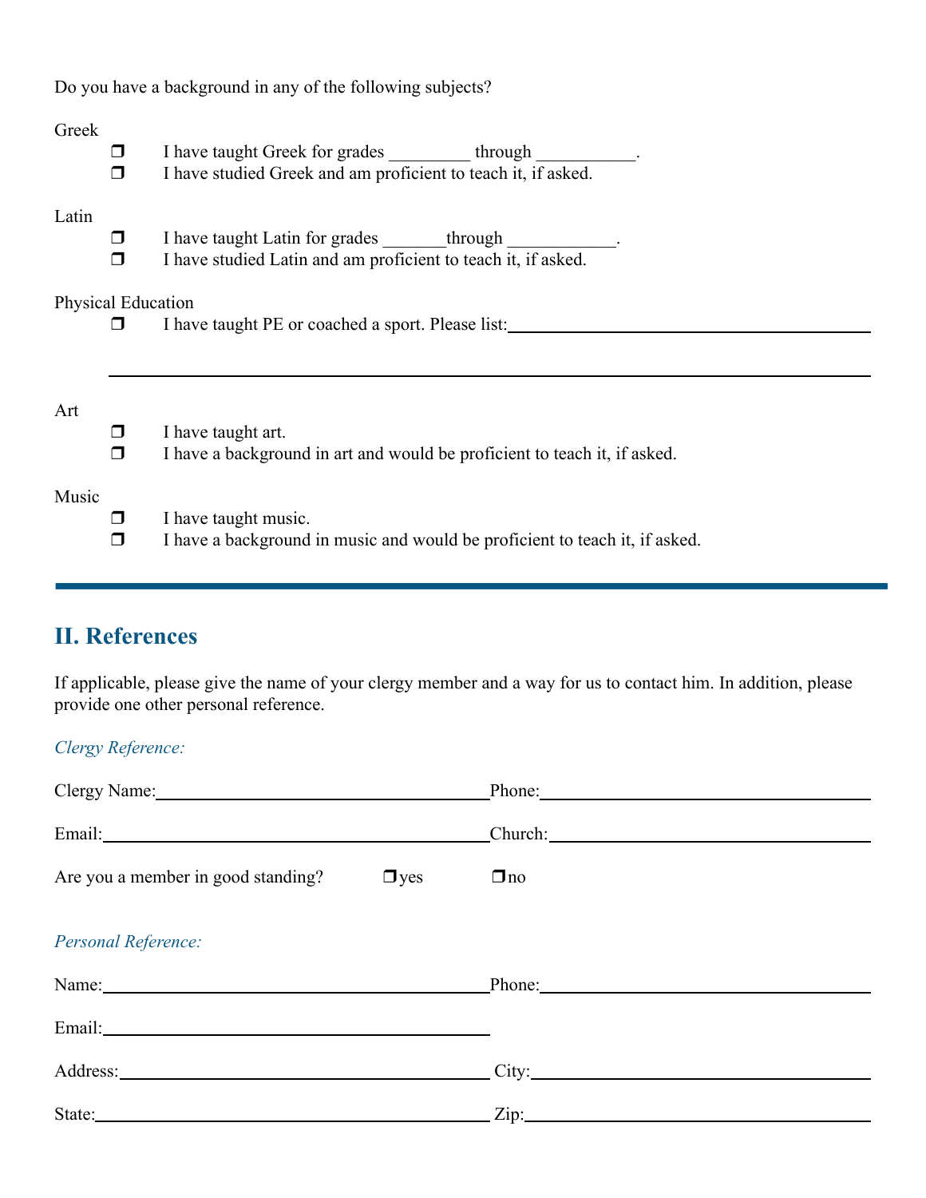Do you have a background in any of the following subjects?

Greek

- ❒ I have taught Greek for grades _________ through ___________.
- ❒ I have studied Greek and am proficient to teach it, if asked.

Latin

- ❒ I have taught Latin for grades _______through ____________.
- ❒ I have studied Latin and am proficient to teach it, if asked.

Physical Education

- ❒ I have taught PE or coached a sport. Please list:______________________________________

______________________________________________________________________

Art

- ❒ I have taught art.
- ❒ I have a background in art and would be proficient to teach it, if asked.

Music

- ❒ I have taught music.
- ❒ I have a background in music and would be proficient to teach it, if asked.

---

## II. References

If applicable, please give the name of your clergy member and a way for us to contact him. In addition, please provide one other personal reference.

*Clergy Reference:*

Clergy Name:______________________________ Phone:______________________________

Email:______________________________ Church:______________________________

Are you a member in good standing? ❒yes ❒no

*Personal Reference:*

Name:______________________________ Phone:______________________________

Email:______________________________

Address:______________________________ City:______________________________

State:______________________________ Zip:______________________________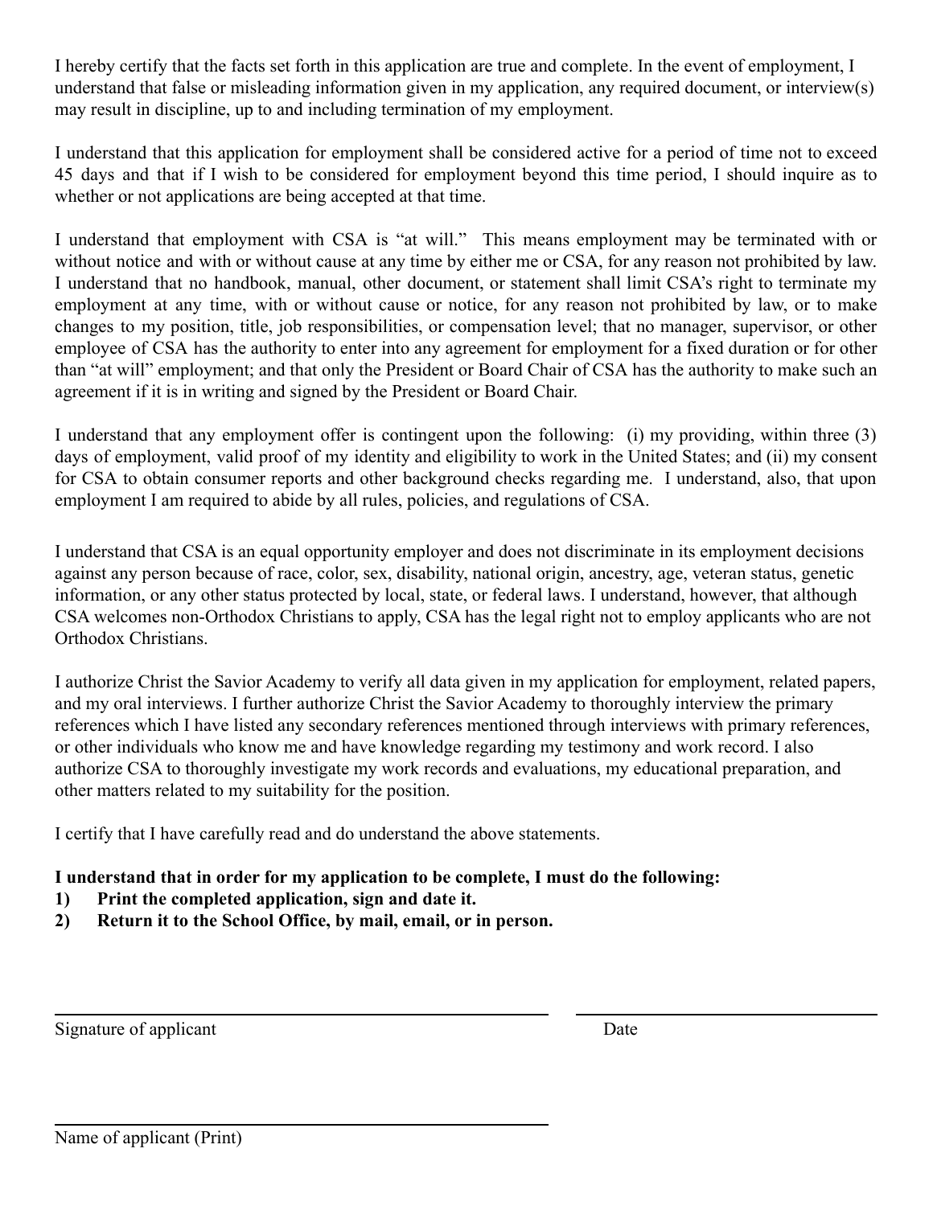I hereby certify that the facts set forth in this application are true and complete. In the event of employment, I understand that false or misleading information given in my application, any required document, or interview(s) may result in discipline, up to and including termination of my employment.

I understand that this application for employment shall be considered active for a period of time not to exceed 45 days and that if I wish to be considered for employment beyond this time period, I should inquire as to whether or not applications are being accepted at that time.

I understand that employment with CSA is "at will." This means employment may be terminated with or without notice and with or without cause at any time by either me or CSA, for any reason not prohibited by law. I understand that no handbook, manual, other document, or statement shall limit CSA's right to terminate my employment at any time, with or without cause or notice, for any reason not prohibited by law, or to make changes to my position, title, job responsibilities, or compensation level; that no manager, supervisor, or other employee of CSA has the authority to enter into any agreement for employment for a fixed duration or for other than "at will" employment; and that only the President or Board Chair of CSA has the authority to make such an agreement if it is in writing and signed by the President or Board Chair.

I understand that any employment offer is contingent upon the following: (i) my providing, within three (3) days of employment, valid proof of my identity and eligibility to work in the United States; and (ii) my consent for CSA to obtain consumer reports and other background checks regarding me. I understand, also, that upon employment I am required to abide by all rules, policies, and regulations of CSA.

I understand that CSA is an equal opportunity employer and does not discriminate in its employment decisions against any person because of race, color, sex, disability, national origin, ancestry, age, veteran status, genetic information, or any other status protected by local, state, or federal laws. I understand, however, that although CSA welcomes non-Orthodox Christians to apply, CSA has the legal right not to employ applicants who are not Orthodox Christians.

I authorize Christ the Savior Academy to verify all data given in my application for employment, related papers, and my oral interviews. I further authorize Christ the Savior Academy to thoroughly interview the primary references which I have listed any secondary references mentioned through interviews with primary references, or other individuals who know me and have knowledge regarding my testimony and work record. I also authorize CSA to thoroughly investigate my work records and evaluations, my educational preparation, and other matters related to my suitability for the position.

I certify that I have carefully read and do understand the above statements.

**I understand that in order for my application to be complete, I must do the following:**

1) **Print the completed application, sign and date it.**
2) **Return it to the School Office, by mail, email, or in person.**

_______________________________________ _______________________

Signature of applicant Date

_______________________________________

Name of applicant (Print)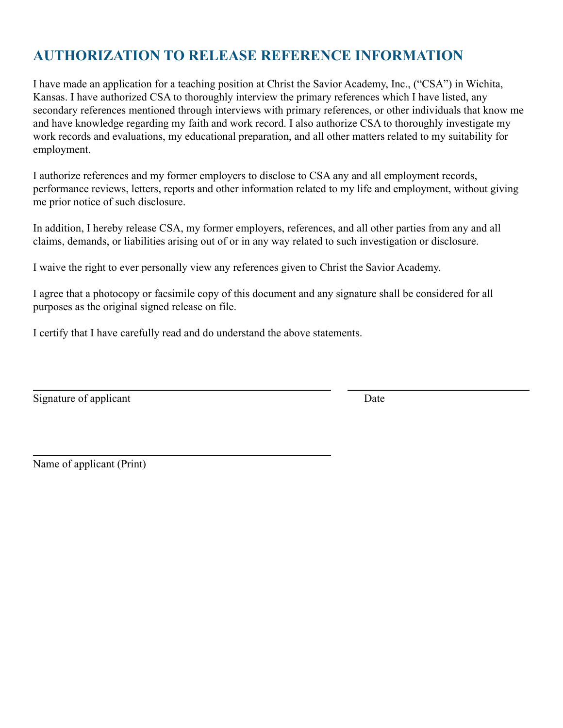# AUTHORIZATION TO RELEASE REFERENCE INFORMATION

I have made an application for a teaching position at Christ the Savior Academy, Inc., ("CSA") in Wichita, Kansas. I have authorized CSA to thoroughly interview the primary references which I have listed, any secondary references mentioned through interviews with primary references, or other individuals that know me and have knowledge regarding my faith and work record. I also authorize CSA to thoroughly investigate my work records and evaluations, my educational preparation, and all other matters related to my suitability for employment.

I authorize references and my former employers to disclose to CSA any and all employment records, performance reviews, letters, reports and other information related to my life and employment, without giving me prior notice of such disclosure.

In addition, I hereby release CSA, my former employers, references, and all other parties from any and all claims, demands, or liabilities arising out of or in any way related to such investigation or disclosure.

I waive the right to ever personally view any references given to Christ the Savior Academy.

I agree that a photocopy or facsimile copy of this document and any signature shall be considered for all purposes as the original signed release on file.

I certify that I have carefully read and do understand the above statements.

\_\_\_\_\_\_\_\_\_\_\_\_\_\_\_\_\_\_\_\_\_\_\_\_\_\_\_\_\_\_\_\_\_\_\_\_\_\_\_\_ \_\_\_\_\_\_\_\_\_\_\_\_\_\_\_\_\_\_\_\_\_\_\_\_

Signature of applicant Date

\_\_\_\_\_\_\_\_\_\_\_\_\_\_\_\_\_\_\_\_\_\_\_\_\_\_\_\_\_\_\_\_\_\_\_\_\_\_\_\_

Name of applicant (Print)